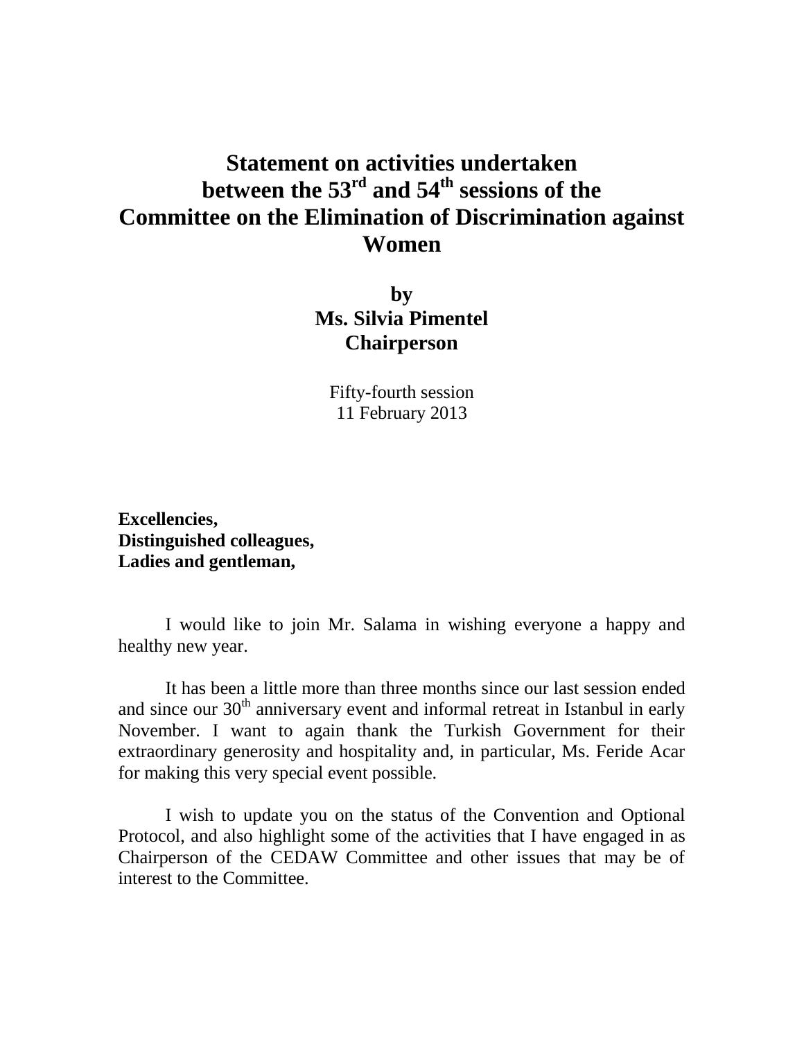# Statement on activities undertaken between the 53rd and 54th sessions of the Committee on the Elimination of Discrimination against Women

**by**
**Ms. Silvia Pimentel**
**Chairperson**

Fifty-fourth session
11 February 2013

**Excellencies,**
**Distinguished colleagues,**
**Ladies and gentleman,**

I would like to join Mr. Salama in wishing everyone a happy and healthy new year.

It has been a little more than three months since our last session ended and since our 30th anniversary event and informal retreat in Istanbul in early November. I want to again thank the Turkish Government for their extraordinary generosity and hospitality and, in particular, Ms. Feride Acar for making this very special event possible.

I wish to update you on the status of the Convention and Optional Protocol, and also highlight some of the activities that I have engaged in as Chairperson of the CEDAW Committee and other issues that may be of interest to the Committee.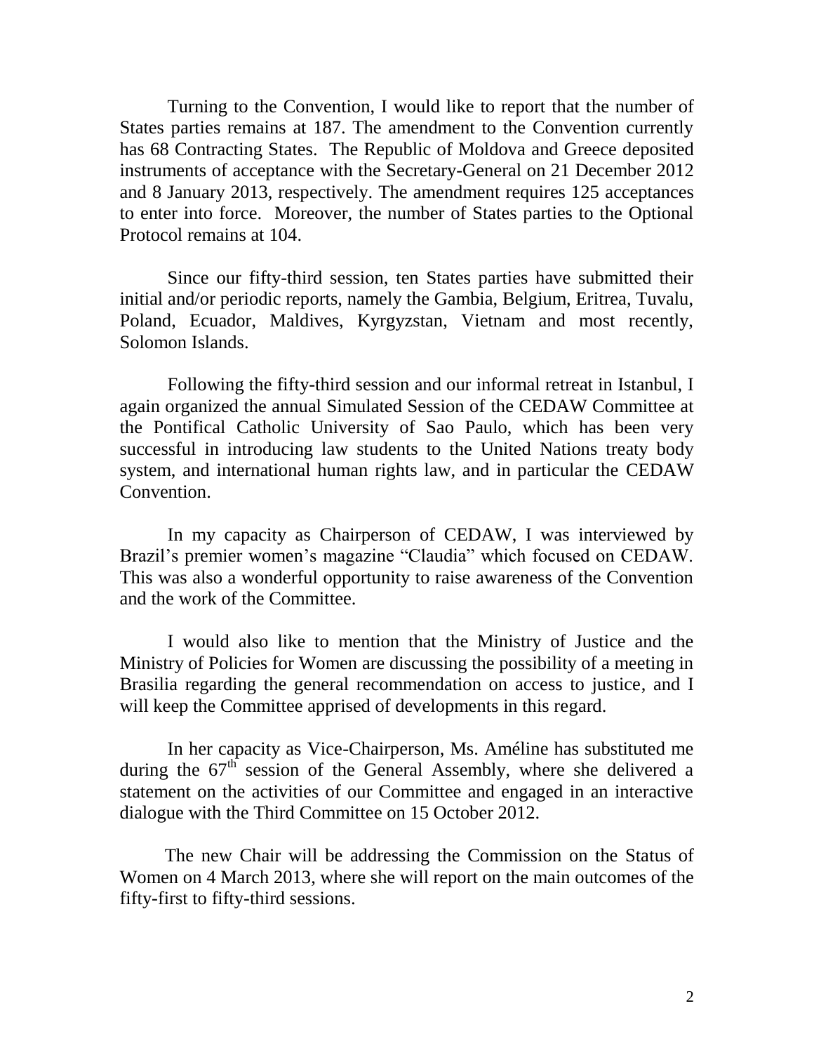Turning to the Convention, I would like to report that the number of States parties remains at 187. The amendment to the Convention currently has 68 Contracting States. The Republic of Moldova and Greece deposited instruments of acceptance with the Secretary-General on 21 December 2012 and 8 January 2013, respectively. The amendment requires 125 acceptances to enter into force. Moreover, the number of States parties to the Optional Protocol remains at 104.

Since our fifty-third session, ten States parties have submitted their initial and/or periodic reports, namely the Gambia, Belgium, Eritrea, Tuvalu, Poland, Ecuador, Maldives, Kyrgyzstan, Vietnam and most recently, Solomon Islands.

Following the fifty-third session and our informal retreat in Istanbul, I again organized the annual Simulated Session of the CEDAW Committee at the Pontifical Catholic University of Sao Paulo, which has been very successful in introducing law students to the United Nations treaty body system, and international human rights law, and in particular the CEDAW Convention.

In my capacity as Chairperson of CEDAW, I was interviewed by Brazil's premier women's magazine "Claudia" which focused on CEDAW. This was also a wonderful opportunity to raise awareness of the Convention and the work of the Committee.

I would also like to mention that the Ministry of Justice and the Ministry of Policies for Women are discussing the possibility of a meeting in Brasilia regarding the general recommendation on access to justice, and I will keep the Committee apprised of developments in this regard.

In her capacity as Vice-Chairperson, Ms. Améline has substituted me during the 67th session of the General Assembly, where she delivered a statement on the activities of our Committee and engaged in an interactive dialogue with the Third Committee on 15 October 2012.

The new Chair will be addressing the Commission on the Status of Women on 4 March 2013, where she will report on the main outcomes of the fifty-first to fifty-third sessions.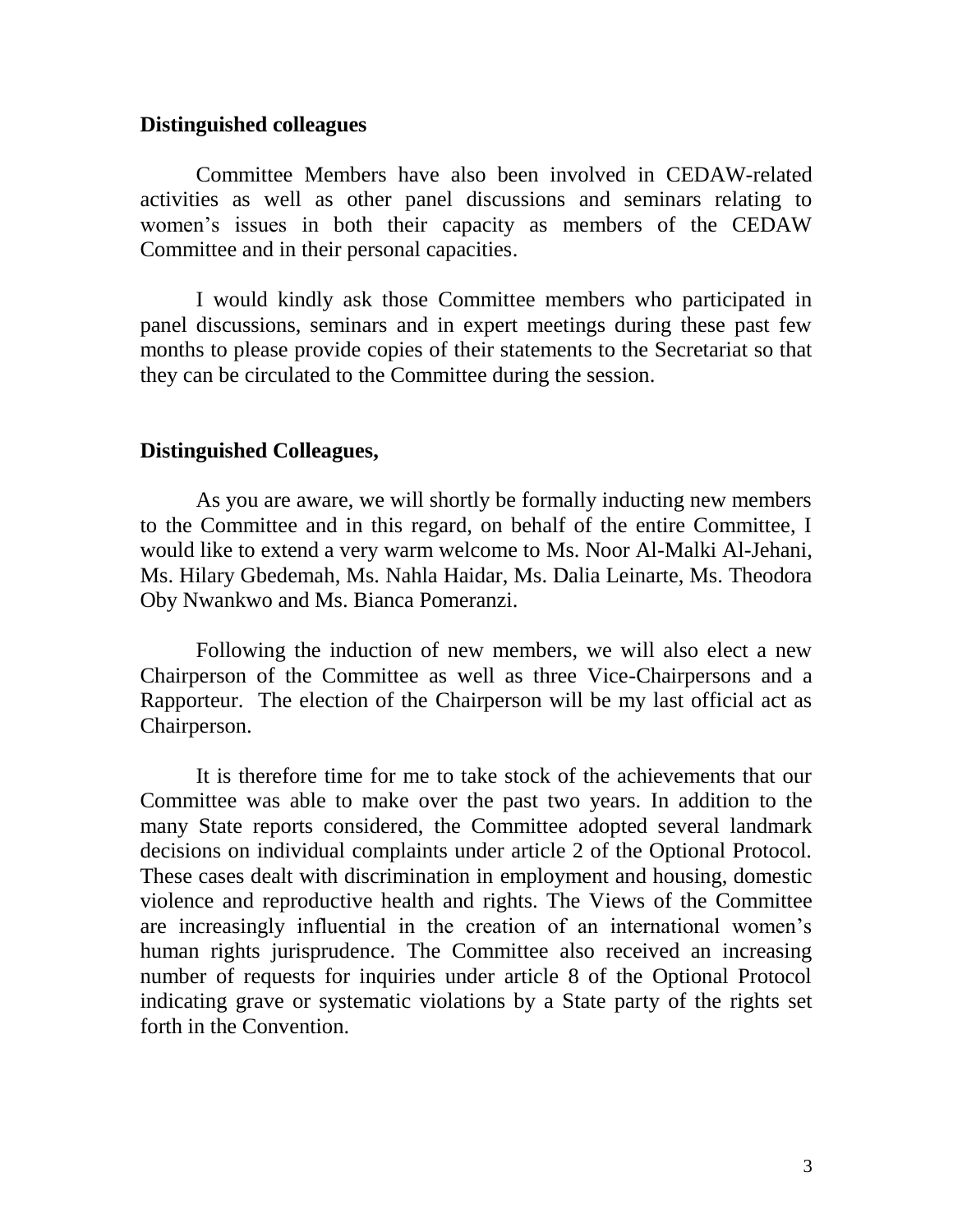**Distinguished colleagues**

Committee Members have also been involved in CEDAW-related activities as well as other panel discussions and seminars relating to women's issues in both their capacity as members of the CEDAW Committee and in their personal capacities.

I would kindly ask those Committee members who participated in panel discussions, seminars and in expert meetings during these past few months to please provide copies of their statements to the Secretariat so that they can be circulated to the Committee during the session.

**Distinguished Colleagues,**

As you are aware, we will shortly be formally inducting new members to the Committee and in this regard, on behalf of the entire Committee, I would like to extend a very warm welcome to Ms. Noor Al-Malki Al-Jehani, Ms. Hilary Gbedemah, Ms. Nahla Haidar, Ms. Dalia Leinarte, Ms. Theodora Oby Nwankwo and Ms. Bianca Pomeranzi.

Following the induction of new members, we will also elect a new Chairperson of the Committee as well as three Vice-Chairpersons and a Rapporteur. The election of the Chairperson will be my last official act as Chairperson.

It is therefore time for me to take stock of the achievements that our Committee was able to make over the past two years. In addition to the many State reports considered, the Committee adopted several landmark decisions on individual complaints under article 2 of the Optional Protocol. These cases dealt with discrimination in employment and housing, domestic violence and reproductive health and rights. The Views of the Committee are increasingly influential in the creation of an international women's human rights jurisprudence. The Committee also received an increasing number of requests for inquiries under article 8 of the Optional Protocol indicating grave or systematic violations by a State party of the rights set forth in the Convention.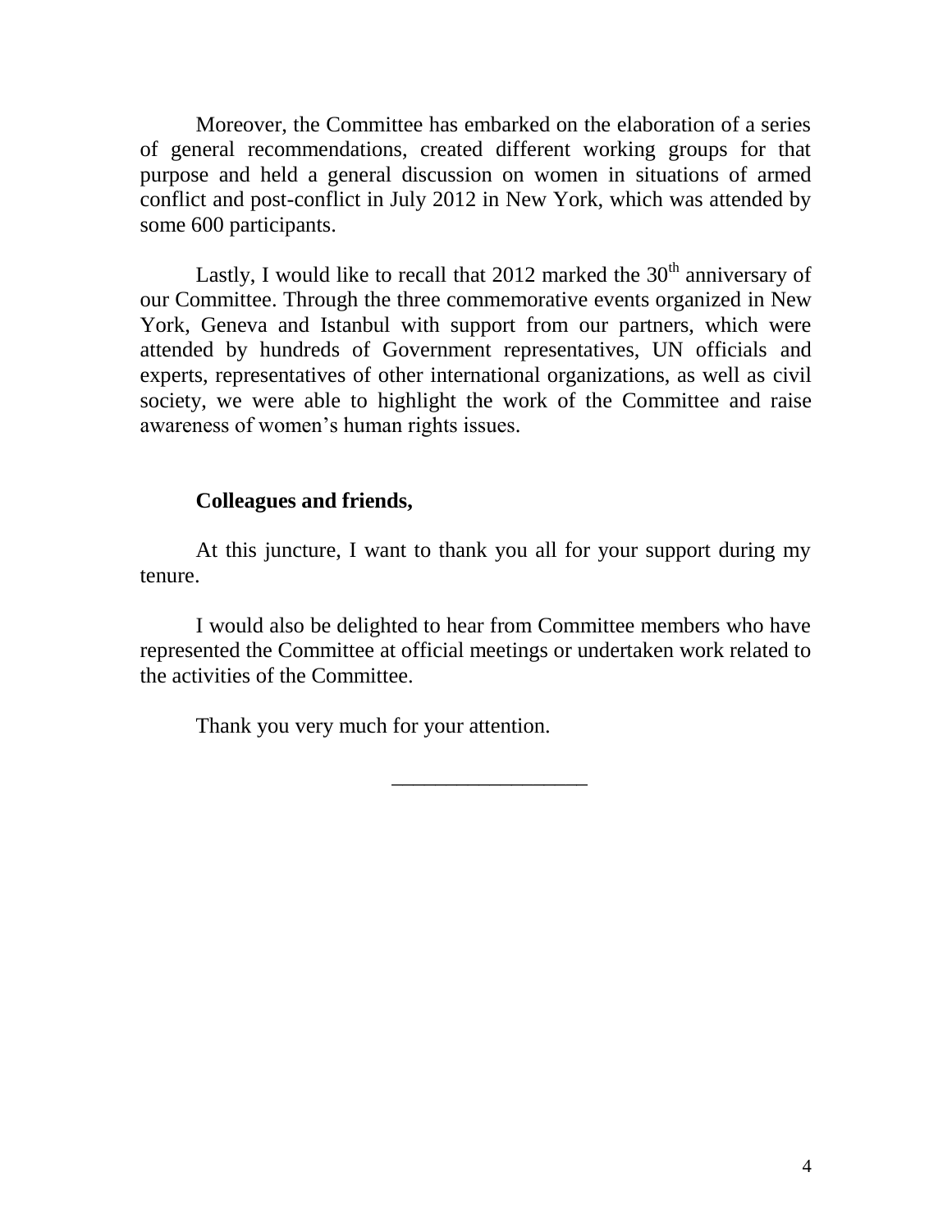Moreover, the Committee has embarked on the elaboration of a series of general recommendations, created different working groups for that purpose and held a general discussion on women in situations of armed conflict and post-conflict in July 2012 in New York, which was attended by some 600 participants.

Lastly, I would like to recall that 2012 marked the 30th anniversary of our Committee. Through the three commemorative events organized in New York, Geneva and Istanbul with support from our partners, which were attended by hundreds of Government representatives, UN officials and experts, representatives of other international organizations, as well as civil society, we were able to highlight the work of the Committee and raise awareness of women's human rights issues.

**Colleagues and friends,**

At this juncture, I want to thank you all for your support during my tenure.

I would also be delighted to hear from Committee members who have represented the Committee at official meetings or undertaken work related to the activities of the Committee.

Thank you very much for your attention.

\_\_\_\_\_\_\_\_\_\_\_\_\_\_\_\_\_\_